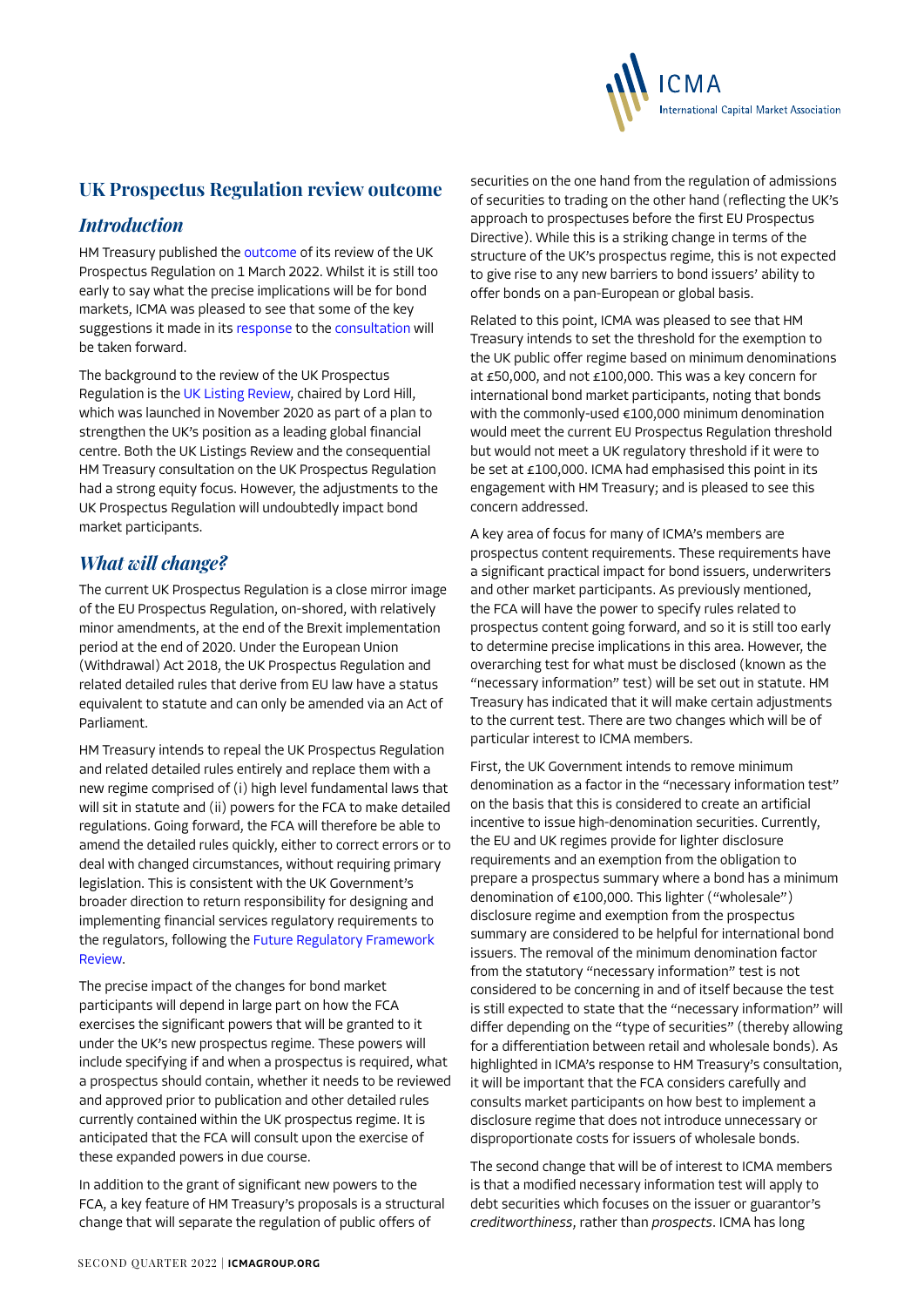## UK Prospectus Regulation review outcome

### *Introduction*

HM Treasury published the outcome of its review of the UK Prospectus Regulation on 1 March 2022. Whilst it is still too early to say what the precise implications will be for bond markets, ICMA was pleased to see that some of the key suggestions it made in its response to the consultation will be taken forward.

The background to the review of the UK Prospectus Regulation is the UK Listing Review, chaired by Lord Hill, which was launched in November 2020 as part of a plan to strengthen the UK's position as a leading global financial centre. Both the UK Listings Review and the consequential HM Treasury consultation on the UK Prospectus Regulation had a strong equity focus. However, the adjustments to the UK Prospectus Regulation will undoubtedly impact bond market participants.

### *What will change?*

The current UK Prospectus Regulation is a close mirror image of the EU Prospectus Regulation, on-shored, with relatively minor amendments, at the end of the Brexit implementation period at the end of 2020. Under the European Union (Withdrawal) Act 2018, the UK Prospectus Regulation and related detailed rules that derive from EU law have a status equivalent to statute and can only be amended via an Act of Parliament.

HM Treasury intends to repeal the UK Prospectus Regulation and related detailed rules entirely and replace them with a new regime comprised of (i) high level fundamental laws that will sit in statute and (ii) powers for the FCA to make detailed regulations. Going forward, the FCA will therefore be able to amend the detailed rules quickly, either to correct errors or to deal with changed circumstances, without requiring primary legislation. This is consistent with the UK Government's broader direction to return responsibility for designing and implementing financial services regulatory requirements to the regulators, following the Future Regulatory Framework Review.

The precise impact of the changes for bond market participants will depend in large part on how the FCA exercises the significant powers that will be granted to it under the UK's new prospectus regime. These powers will include specifying if and when a prospectus is required, what a prospectus should contain, whether it needs to be reviewed and approved prior to publication and other detailed rules currently contained within the UK prospectus regime. It is anticipated that the FCA will consult upon the exercise of these expanded powers in due course.

In addition to the grant of significant new powers to the FCA, a key feature of HM Treasury's proposals is a structural change that will separate the regulation of public offers of securities on the one hand from the regulation of admissions of securities to trading on the other hand (reflecting the UK's approach to prospectuses before the first EU Prospectus Directive). While this is a striking change in terms of the structure of the UK's prospectus regime, this is not expected to give rise to any new barriers to bond issuers' ability to offer bonds on a pan-European or global basis.

Related to this point, ICMA was pleased to see that HM Treasury intends to set the threshold for the exemption to the UK public offer regime based on minimum denominations at £50,000, and not £100,000. This was a key concern for international bond market participants, noting that bonds with the commonly-used €100,000 minimum denomination would meet the current EU Prospectus Regulation threshold but would not meet a UK regulatory threshold if it were to be set at £100,000. ICMA had emphasised this point in its engagement with HM Treasury; and is pleased to see this concern addressed.

A key area of focus for many of ICMA's members are prospectus content requirements. These requirements have a significant practical impact for bond issuers, underwriters and other market participants. As previously mentioned, the FCA will have the power to specify rules related to prospectus content going forward, and so it is still too early to determine precise implications in this area. However, the overarching test for what must be disclosed (known as the "necessary information" test) will be set out in statute. HM Treasury has indicated that it will make certain adjustments to the current test. There are two changes which will be of particular interest to ICMA members.

First, the UK Government intends to remove minimum denomination as a factor in the "necessary information test" on the basis that this is considered to create an artificial incentive to issue high-denomination securities. Currently, the EU and UK regimes provide for lighter disclosure requirements and an exemption from the obligation to prepare a prospectus summary where a bond has a minimum denomination of €100,000. This lighter ("wholesale") disclosure regime and exemption from the prospectus summary are considered to be helpful for international bond issuers. The removal of the minimum denomination factor from the statutory "necessary information" test is not considered to be concerning in and of itself because the test is still expected to state that the "necessary information" will differ depending on the "type of securities" (thereby allowing for a differentiation between retail and wholesale bonds). As highlighted in ICMA's response to HM Treasury's consultation, it will be important that the FCA considers carefully and consults market participants on how best to implement a disclosure regime that does not introduce unnecessary or disproportionate costs for issuers of wholesale bonds.

The second change that will be of interest to ICMA members is that a modified necessary information test will apply to debt securities which focuses on the issuer or guarantor's *creditworthiness*, rather than *prospects*. ICMA has long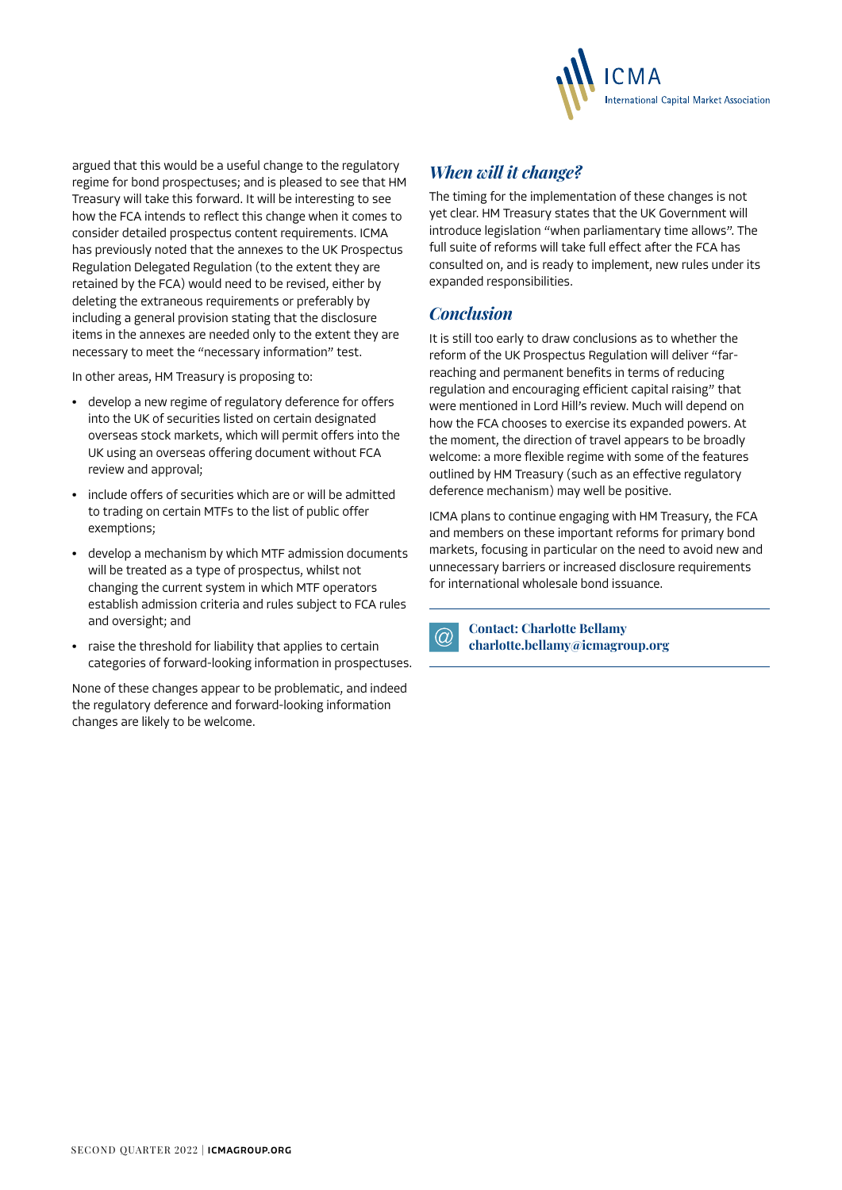argued that this would be a useful change to the regulatory regime for bond prospectuses; and is pleased to see that HM Treasury will take this forward. It will be interesting to see how the FCA intends to reflect this change when it comes to consider detailed prospectus content requirements. ICMA has previously noted that the annexes to the UK Prospectus Regulation Delegated Regulation (to the extent they are retained by the FCA) would need to be revised, either by deleting the extraneous requirements or preferably by including a general provision stating that the disclosure items in the annexes are needed only to the extent they are necessary to meet the "necessary information" test.

In other areas, HM Treasury is proposing to:

- develop a new regime of regulatory deference for offers into the UK of securities listed on certain designated overseas stock markets, which will permit offers into the UK using an overseas offering document without FCA review and approval;
- include offers of securities which are or will be admitted to trading on certain MTFs to the list of public offer exemptions;
- develop a mechanism by which MTF admission documents will be treated as a type of prospectus, whilst not changing the current system in which MTF operators establish admission criteria and rules subject to FCA rules and oversight; and
- raise the threshold for liability that applies to certain categories of forward-looking information in prospectuses.

None of these changes appear to be problematic, and indeed the regulatory deference and forward-looking information changes are likely to be welcome.

## *When will it change?*

The timing for the implementation of these changes is not yet clear. HM Treasury states that the UK Government will introduce legislation "when parliamentary time allows". The full suite of reforms will take full effect after the FCA has consulted on, and is ready to implement, new rules under its expanded responsibilities.

## *Conclusion*

It is still too early to draw conclusions as to whether the reform of the UK Prospectus Regulation will deliver "far-reaching and permanent benefits in terms of reducing regulation and encouraging efficient capital raising" that were mentioned in Lord Hill's review. Much will depend on how the FCA chooses to exercise its expanded powers. At the moment, the direction of travel appears to be broadly welcome: a more flexible regime with some of the features outlined by HM Treasury (such as an effective regulatory deference mechanism) may well be positive.

ICMA plans to continue engaging with HM Treasury, the FCA and members on these important reforms for primary bond markets, focusing in particular on the need to avoid new and unnecessary barriers or increased disclosure requirements for international wholesale bond issuance.

**Contact: Charlotte Bellamy**
**charlotte.bellamy@icmagroup.org**